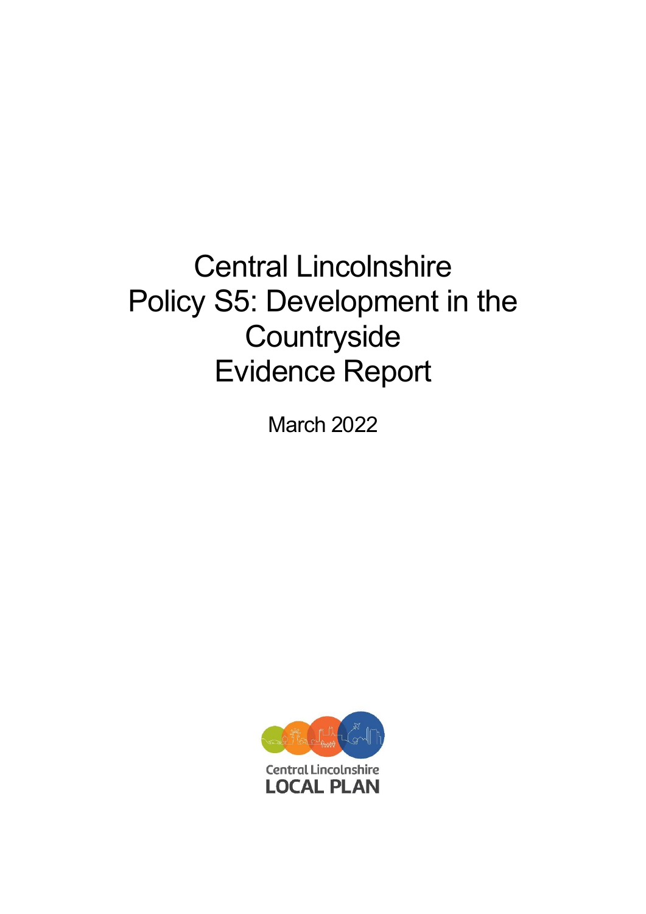# Central Lincolnshire Policy S5: Development in the Countryside Evidence Report

March 2022

Central Lincolnshire
LOCAL PLAN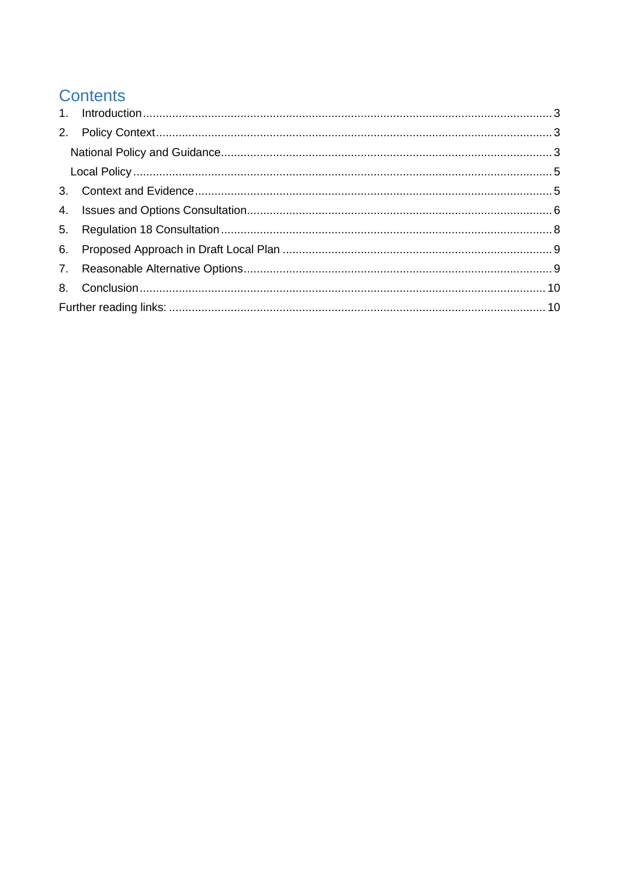# Contents

1. Introduction ... 3
2. Policy Context ... 3
   - National Policy and Guidance ... 3
   - Local Policy ... 5
3. Context and Evidence ... 5
4. Issues and Options Consultation ... 6
5. Regulation 18 Consultation ... 8
6. Proposed Approach in Draft Local Plan ... 9
7. Reasonable Alternative Options ... 9
8. Conclusion ... 10

Further reading links: ... 10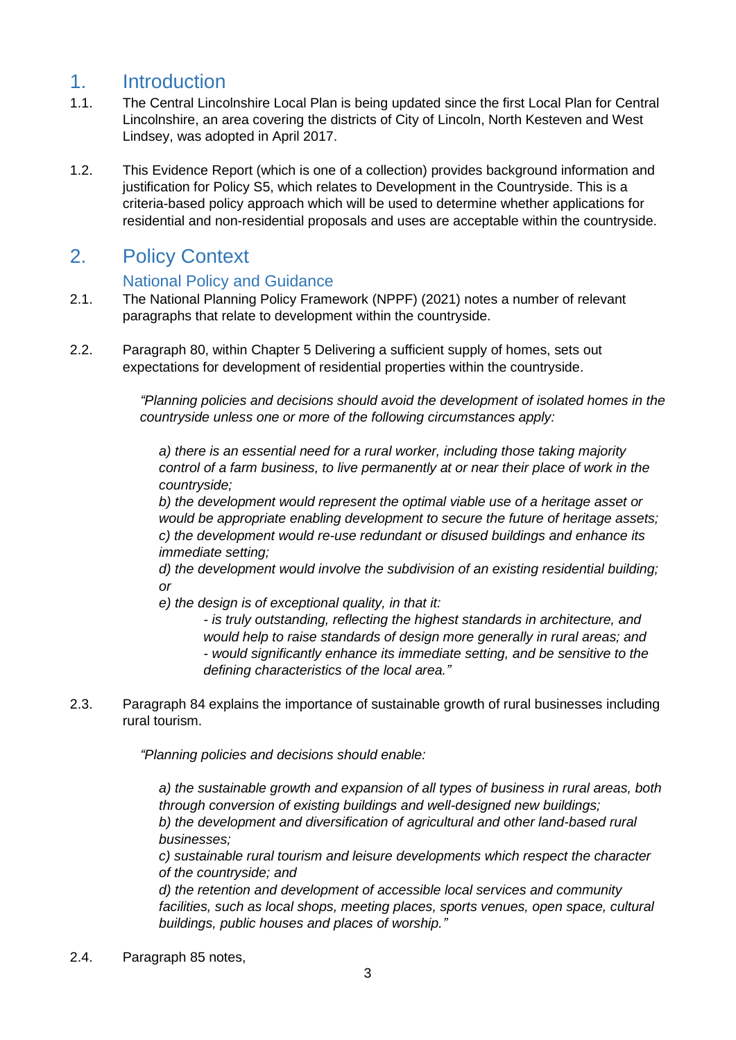# 1. Introduction

1.1. The Central Lincolnshire Local Plan is being updated since the first Local Plan for Central Lincolnshire, an area covering the districts of City of Lincoln, North Kesteven and West Lindsey, was adopted in April 2017.

1.2. This Evidence Report (which is one of a collection) provides background information and justification for Policy S5, which relates to Development in the Countryside. This is a criteria-based policy approach which will be used to determine whether applications for residential and non-residential proposals and uses are acceptable within the countryside.

# 2. Policy Context

## National Policy and Guidance

2.1. The National Planning Policy Framework (NPPF) (2021) notes a number of relevant paragraphs that relate to development within the countryside.

2.2. Paragraph 80, within Chapter 5 Delivering a sufficient supply of homes, sets out expectations for development of residential properties within the countryside.

> *"Planning policies and decisions should avoid the development of isolated homes in the countryside unless one or more of the following circumstances apply:*
>
> *a) there is an essential need for a rural worker, including those taking majority control of a farm business, to live permanently at or near their place of work in the countryside;*
> *b) the development would represent the optimal viable use of a heritage asset or would be appropriate enabling development to secure the future of heritage assets;*
> *c) the development would re-use redundant or disused buildings and enhance its immediate setting;*
> *d) the development would involve the subdivision of an existing residential building; or*
> *e) the design is of exceptional quality, in that it:*
> - *is truly outstanding, reflecting the highest standards in architecture, and would help to raise standards of design more generally in rural areas; and*
> - *would significantly enhance its immediate setting, and be sensitive to the defining characteristics of the local area."*

2.3. Paragraph 84 explains the importance of sustainable growth of rural businesses including rural tourism.

> *"Planning policies and decisions should enable:*
>
> *a) the sustainable growth and expansion of all types of business in rural areas, both through conversion of existing buildings and well-designed new buildings;*
> *b) the development and diversification of agricultural and other land-based rural businesses;*
> *c) sustainable rural tourism and leisure developments which respect the character of the countryside; and*
> *d) the retention and development of accessible local services and community facilities, such as local shops, meeting places, sports venues, open space, cultural buildings, public houses and places of worship."*

2.4. Paragraph 85 notes,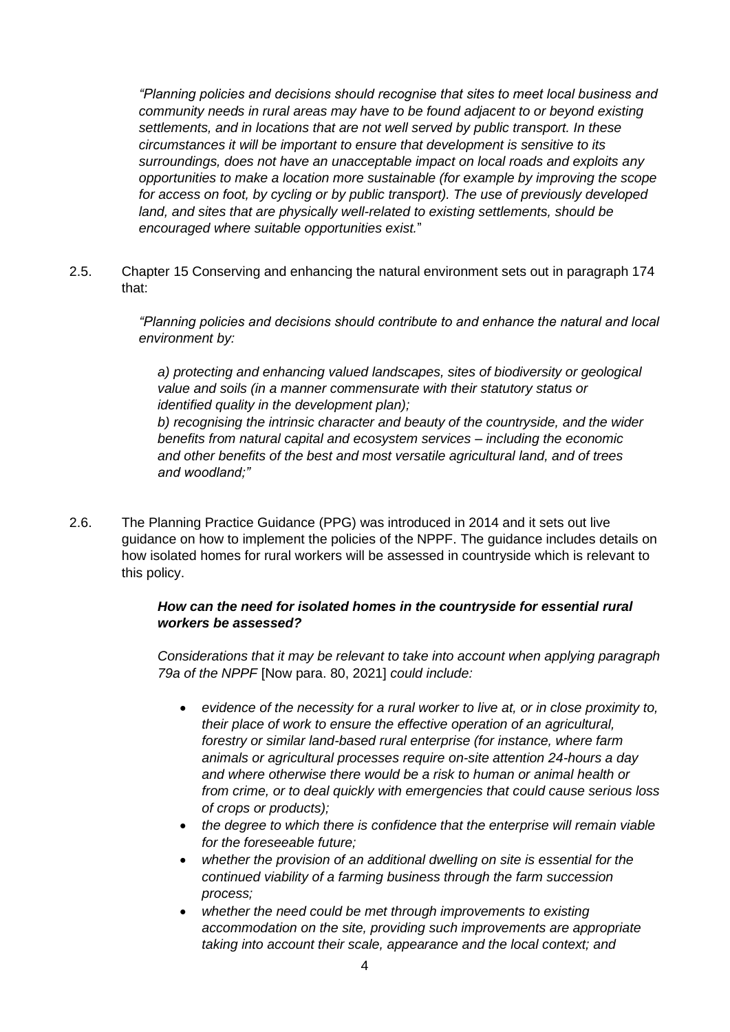*"Planning policies and decisions should recognise that sites to meet local business and community needs in rural areas may have to be found adjacent to or beyond existing settlements, and in locations that are not well served by public transport. In these circumstances it will be important to ensure that development is sensitive to its surroundings, does not have an unacceptable impact on local roads and exploits any opportunities to make a location more sustainable (for example by improving the scope for access on foot, by cycling or by public transport). The use of previously developed land, and sites that are physically well-related to existing settlements, should be encouraged where suitable opportunities exist.*"

2.5. Chapter 15 Conserving and enhancing the natural environment sets out in paragraph 174 that:

*"Planning policies and decisions should contribute to and enhance the natural and local environment by:*

*a) protecting and enhancing valued landscapes, sites of biodiversity or geological value and soils (in a manner commensurate with their statutory status or identified quality in the development plan);*
*b) recognising the intrinsic character and beauty of the countryside, and the wider benefits from natural capital and ecosystem services – including the economic and other benefits of the best and most versatile agricultural land, and of trees and woodland;"*

2.6. The Planning Practice Guidance (PPG) was introduced in 2014 and it sets out live guidance on how to implement the policies of the NPPF. The guidance includes details on how isolated homes for rural workers will be assessed in countryside which is relevant to this policy.

***How can the need for isolated homes in the countryside for essential rural workers be assessed?***

*Considerations that it may be relevant to take into account when applying paragraph 79a of the NPPF* [Now para. 80, 2021] *could include:*

- *evidence of the necessity for a rural worker to live at, or in close proximity to, their place of work to ensure the effective operation of an agricultural, forestry or similar land-based rural enterprise (for instance, where farm animals or agricultural processes require on-site attention 24-hours a day and where otherwise there would be a risk to human or animal health or from crime, or to deal quickly with emergencies that could cause serious loss of crops or products);*
- *the degree to which there is confidence that the enterprise will remain viable for the foreseeable future;*
- *whether the provision of an additional dwelling on site is essential for the continued viability of a farming business through the farm succession process;*
- *whether the need could be met through improvements to existing accommodation on the site, providing such improvements are appropriate taking into account their scale, appearance and the local context; and*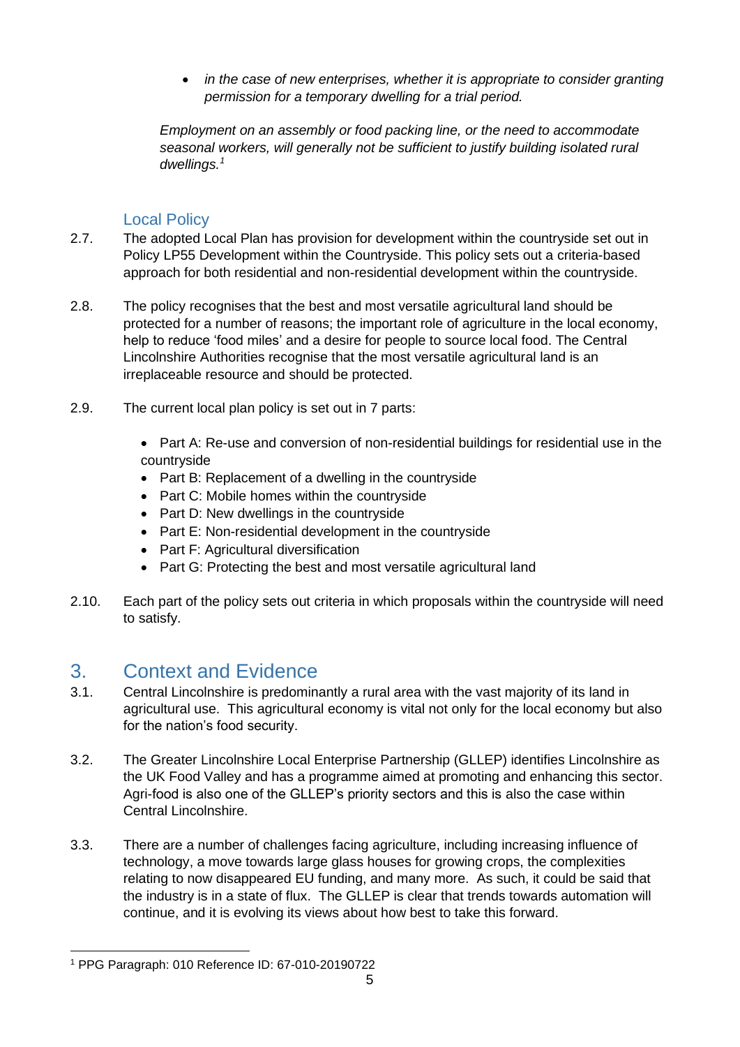- *in the case of new enterprises, whether it is appropriate to consider granting permission for a temporary dwelling for a trial period.*

*Employment on an assembly or food packing line, or the need to accommodate seasonal workers, will generally not be sufficient to justify building isolated rural dwellings.*[1]

### Local Policy

2.7. The adopted Local Plan has provision for development within the countryside set out in Policy LP55 Development within the Countryside. This policy sets out a criteria-based approach for both residential and non-residential development within the countryside.

2.8. The policy recognises that the best and most versatile agricultural land should be protected for a number of reasons; the important role of agriculture in the local economy, help to reduce 'food miles' and a desire for people to source local food. The Central Lincolnshire Authorities recognise that the most versatile agricultural land is an irreplaceable resource and should be protected.

2.9. The current local plan policy is set out in 7 parts:

- Part A: Re-use and conversion of non-residential buildings for residential use in the countryside
- Part B: Replacement of a dwelling in the countryside
- Part C: Mobile homes within the countryside
- Part D: New dwellings in the countryside
- Part E: Non-residential development in the countryside
- Part F: Agricultural diversification
- Part G: Protecting the best and most versatile agricultural land

2.10. Each part of the policy sets out criteria in which proposals within the countryside will need to satisfy.

## 3. Context and Evidence

3.1. Central Lincolnshire is predominantly a rural area with the vast majority of its land in agricultural use. This agricultural economy is vital not only for the local economy but also for the nation's food security.

3.2. The Greater Lincolnshire Local Enterprise Partnership (GLLEP) identifies Lincolnshire as the UK Food Valley and has a programme aimed at promoting and enhancing this sector. Agri-food is also one of the GLLEP's priority sectors and this is also the case within Central Lincolnshire.

3.3. There are a number of challenges facing agriculture, including increasing influence of technology, a move towards large glass houses for growing crops, the complexities relating to now disappeared EU funding, and many more. As such, it could be said that the industry is in a state of flux. The GLLEP is clear that trends towards automation will continue, and it is evolving its views about how best to take this forward.

---

[1] PPG Paragraph: 010 Reference ID: 67-010-20190722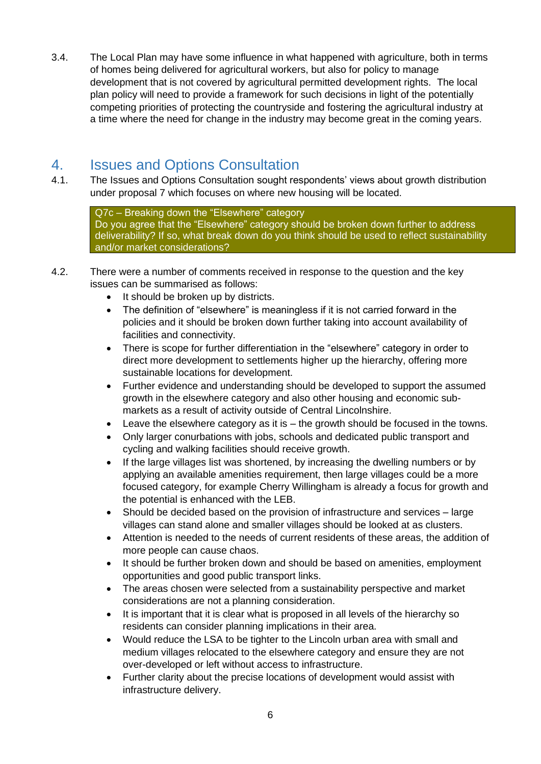3.4. The Local Plan may have some influence in what happened with agriculture, both in terms of homes being delivered for agricultural workers, but also for policy to manage development that is not covered by agricultural permitted development rights. The local plan policy will need to provide a framework for such decisions in light of the potentially competing priorities of protecting the countryside and fostering the agricultural industry at a time where the need for change in the industry may become great in the coming years.

## 4. Issues and Options Consultation

4.1. The Issues and Options Consultation sought respondents' views about growth distribution under proposal 7 which focuses on where new housing will be located.

> Q7c – Breaking down the "Elsewhere" category
> Do you agree that the "Elsewhere" category should be broken down further to address deliverability? If so, what break down do you think should be used to reflect sustainability and/or market considerations?

4.2. There were a number of comments received in response to the question and the key issues can be summarised as follows:

- It should be broken up by districts.
- The definition of "elsewhere" is meaningless if it is not carried forward in the policies and it should be broken down further taking into account availability of facilities and connectivity.
- There is scope for further differentiation in the "elsewhere" category in order to direct more development to settlements higher up the hierarchy, offering more sustainable locations for development.
- Further evidence and understanding should be developed to support the assumed growth in the elsewhere category and also other housing and economic sub-markets as a result of activity outside of Central Lincolnshire.
- Leave the elsewhere category as it is – the growth should be focused in the towns.
- Only larger conurbations with jobs, schools and dedicated public transport and cycling and walking facilities should receive growth.
- If the large villages list was shortened, by increasing the dwelling numbers or by applying an available amenities requirement, then large villages could be a more focused category, for example Cherry Willingham is already a focus for growth and the potential is enhanced with the LEB.
- Should be decided based on the provision of infrastructure and services – large villages can stand alone and smaller villages should be looked at as clusters.
- Attention is needed to the needs of current residents of these areas, the addition of more people can cause chaos.
- It should be further broken down and should be based on amenities, employment opportunities and good public transport links.
- The areas chosen were selected from a sustainability perspective and market considerations are not a planning consideration.
- It is important that it is clear what is proposed in all levels of the hierarchy so residents can consider planning implications in their area.
- Would reduce the LSA to be tighter to the Lincoln urban area with small and medium villages relocated to the elsewhere category and ensure they are not over-developed or left without access to infrastructure.
- Further clarity about the precise locations of development would assist with infrastructure delivery.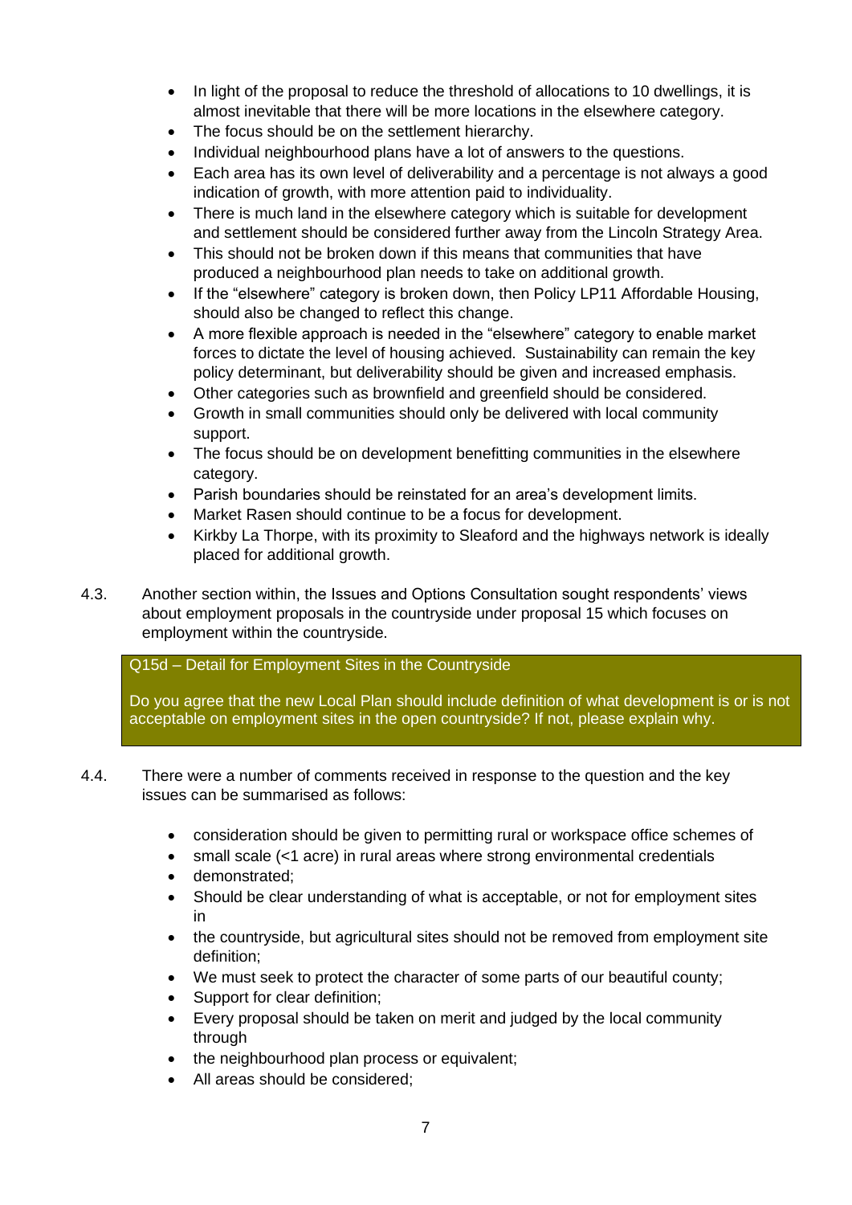- In light of the proposal to reduce the threshold of allocations to 10 dwellings, it is almost inevitable that there will be more locations in the elsewhere category.
- The focus should be on the settlement hierarchy.
- Individual neighbourhood plans have a lot of answers to the questions.
- Each area has its own level of deliverability and a percentage is not always a good indication of growth, with more attention paid to individuality.
- There is much land in the elsewhere category which is suitable for development and settlement should be considered further away from the Lincoln Strategy Area.
- This should not be broken down if this means that communities that have produced a neighbourhood plan needs to take on additional growth.
- If the "elsewhere" category is broken down, then Policy LP11 Affordable Housing, should also be changed to reflect this change.
- A more flexible approach is needed in the "elsewhere" category to enable market forces to dictate the level of housing achieved. Sustainability can remain the key policy determinant, but deliverability should be given and increased emphasis.
- Other categories such as brownfield and greenfield should be considered.
- Growth in small communities should only be delivered with local community support.
- The focus should be on development benefitting communities in the elsewhere category.
- Parish boundaries should be reinstated for an area's development limits.
- Market Rasen should continue to be a focus for development.
- Kirkby La Thorpe, with its proximity to Sleaford and the highways network is ideally placed for additional growth.

4.3. Another section within, the Issues and Options Consultation sought respondents' views about employment proposals in the countryside under proposal 15 which focuses on employment within the countryside.

> Q15d – Detail for Employment Sites in the Countryside
>
> Do you agree that the new Local Plan should include definition of what development is or is not acceptable on employment sites in the open countryside? If not, please explain why.

4.4. There were a number of comments received in response to the question and the key issues can be summarised as follows:

- consideration should be given to permitting rural or workspace office schemes of
- small scale (<1 acre) in rural areas where strong environmental credentials
- demonstrated;
- Should be clear understanding of what is acceptable, or not for employment sites in
- the countryside, but agricultural sites should not be removed from employment site definition;
- We must seek to protect the character of some parts of our beautiful county;
- Support for clear definition;
- Every proposal should be taken on merit and judged by the local community through
- the neighbourhood plan process or equivalent;
- All areas should be considered;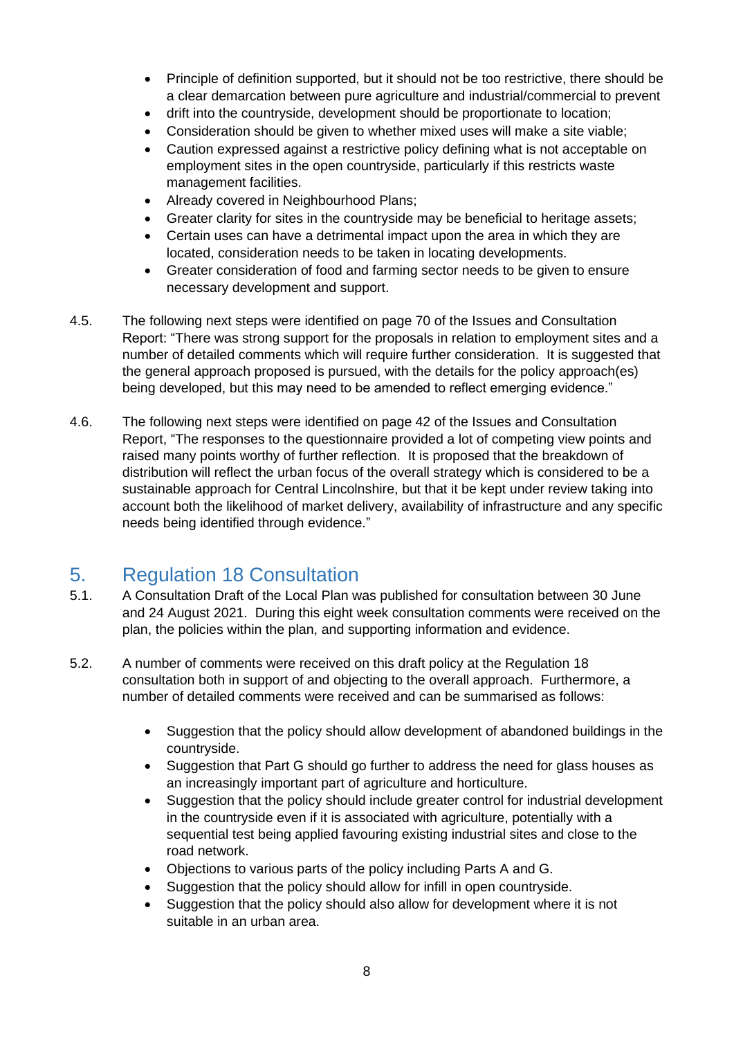- Principle of definition supported, but it should not be too restrictive, there should be a clear demarcation between pure agriculture and industrial/commercial to prevent
- drift into the countryside, development should be proportionate to location;
- Consideration should be given to whether mixed uses will make a site viable;
- Caution expressed against a restrictive policy defining what is not acceptable on employment sites in the open countryside, particularly if this restricts waste management facilities.
- Already covered in Neighbourhood Plans;
- Greater clarity for sites in the countryside may be beneficial to heritage assets;
- Certain uses can have a detrimental impact upon the area in which they are located, consideration needs to be taken in locating developments.
- Greater consideration of food and farming sector needs to be given to ensure necessary development and support.

4.5. The following next steps were identified on page 70 of the Issues and Consultation Report: "There was strong support for the proposals in relation to employment sites and a number of detailed comments which will require further consideration. It is suggested that the general approach proposed is pursued, with the details for the policy approach(es) being developed, but this may need to be amended to reflect emerging evidence."

4.6. The following next steps were identified on page 42 of the Issues and Consultation Report, "The responses to the questionnaire provided a lot of competing view points and raised many points worthy of further reflection. It is proposed that the breakdown of distribution will reflect the urban focus of the overall strategy which is considered to be a sustainable approach for Central Lincolnshire, but that it be kept under review taking into account both the likelihood of market delivery, availability of infrastructure and any specific needs being identified through evidence."

## 5. Regulation 18 Consultation

5.1. A Consultation Draft of the Local Plan was published for consultation between 30 June and 24 August 2021. During this eight week consultation comments were received on the plan, the policies within the plan, and supporting information and evidence.

5.2. A number of comments were received on this draft policy at the Regulation 18 consultation both in support of and objecting to the overall approach. Furthermore, a number of detailed comments were received and can be summarised as follows:

- Suggestion that the policy should allow development of abandoned buildings in the countryside.
- Suggestion that Part G should go further to address the need for glass houses as an increasingly important part of agriculture and horticulture.
- Suggestion that the policy should include greater control for industrial development in the countryside even if it is associated with agriculture, potentially with a sequential test being applied favouring existing industrial sites and close to the road network.
- Objections to various parts of the policy including Parts A and G.
- Suggestion that the policy should allow for infill in open countryside.
- Suggestion that the policy should also allow for development where it is not suitable in an urban area.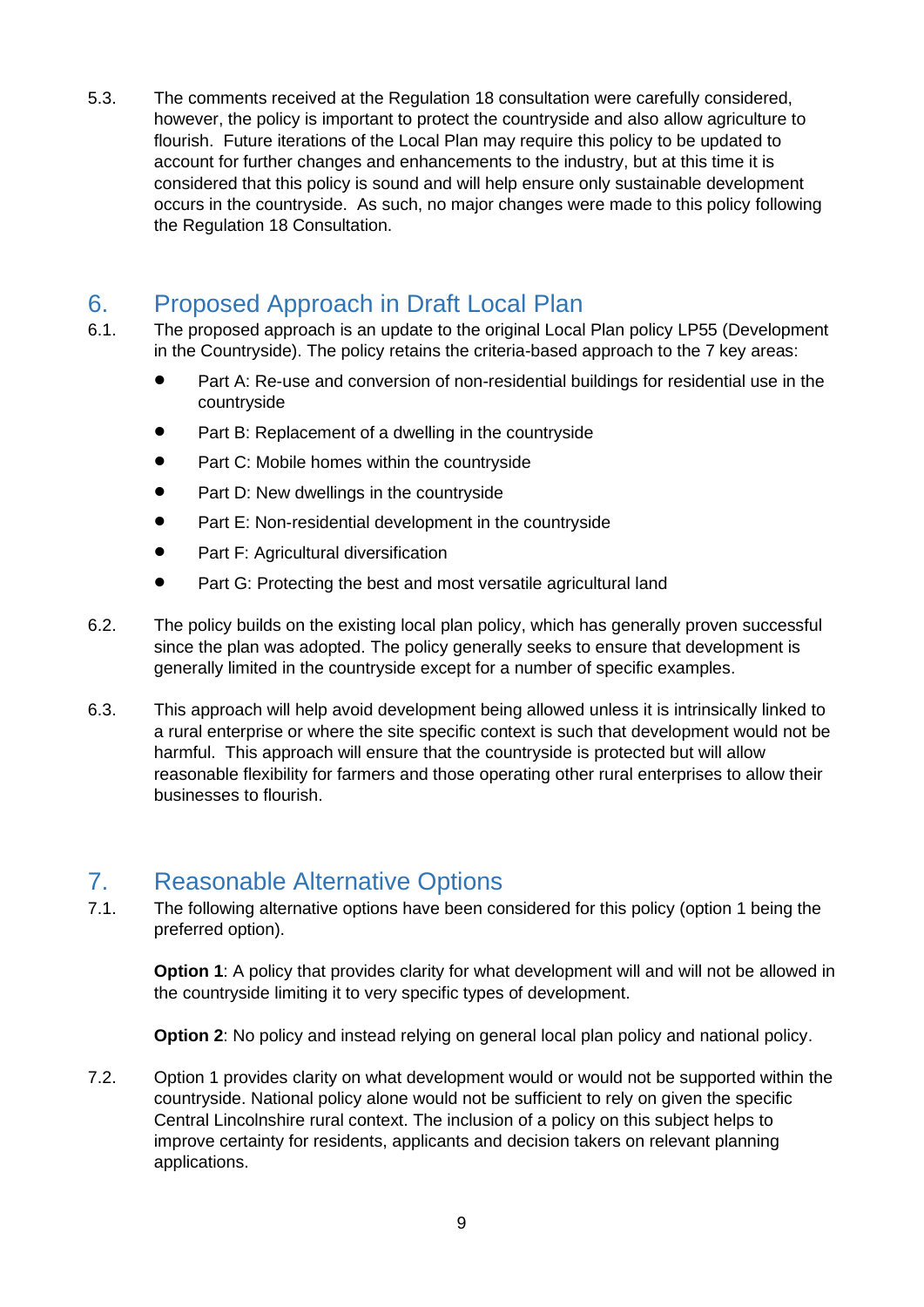5.3. The comments received at the Regulation 18 consultation were carefully considered, however, the policy is important to protect the countryside and also allow agriculture to flourish. Future iterations of the Local Plan may require this policy to be updated to account for further changes and enhancements to the industry, but at this time it is considered that this policy is sound and will help ensure only sustainable development occurs in the countryside. As such, no major changes were made to this policy following the Regulation 18 Consultation.

## 6. Proposed Approach in Draft Local Plan

6.1. The proposed approach is an update to the original Local Plan policy LP55 (Development in the Countryside). The policy retains the criteria-based approach to the 7 key areas:

- Part A: Re-use and conversion of non-residential buildings for residential use in the countryside
- Part B: Replacement of a dwelling in the countryside
- Part C: Mobile homes within the countryside
- Part D: New dwellings in the countryside
- Part E: Non-residential development in the countryside
- Part F: Agricultural diversification
- Part G: Protecting the best and most versatile agricultural land

6.2. The policy builds on the existing local plan policy, which has generally proven successful since the plan was adopted. The policy generally seeks to ensure that development is generally limited in the countryside except for a number of specific examples.

6.3. This approach will help avoid development being allowed unless it is intrinsically linked to a rural enterprise or where the site specific context is such that development would not be harmful. This approach will ensure that the countryside is protected but will allow reasonable flexibility for farmers and those operating other rural enterprises to allow their businesses to flourish.

## 7. Reasonable Alternative Options

7.1. The following alternative options have been considered for this policy (option 1 being the preferred option).

**Option 1**: A policy that provides clarity for what development will and will not be allowed in the countryside limiting it to very specific types of development.

**Option 2**: No policy and instead relying on general local plan policy and national policy.

7.2. Option 1 provides clarity on what development would or would not be supported within the countryside. National policy alone would not be sufficient to rely on given the specific Central Lincolnshire rural context. The inclusion of a policy on this subject helps to improve certainty for residents, applicants and decision takers on relevant planning applications.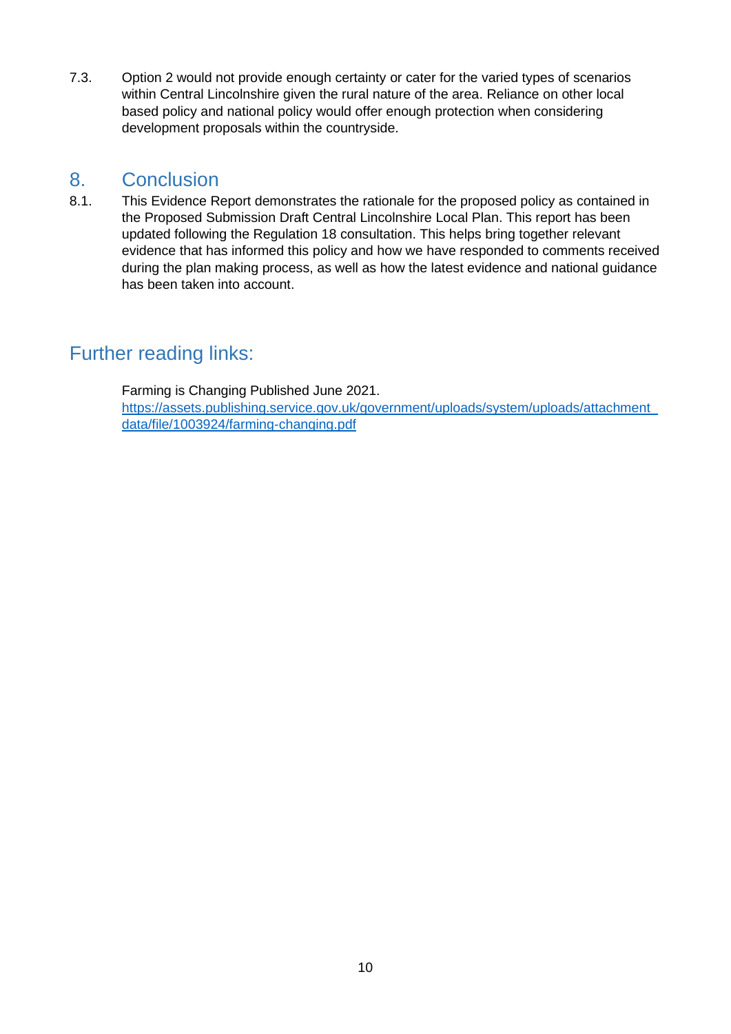7.3. Option 2 would not provide enough certainty or cater for the varied types of scenarios within Central Lincolnshire given the rural nature of the area. Reliance on other local based policy and national policy would offer enough protection when considering development proposals within the countryside.

## 8. Conclusion

8.1. This Evidence Report demonstrates the rationale for the proposed policy as contained in the Proposed Submission Draft Central Lincolnshire Local Plan. This report has been updated following the Regulation 18 consultation. This helps bring together relevant evidence that has informed this policy and how we have responded to comments received during the plan making process, as well as how the latest evidence and national guidance has been taken into account.

## Further reading links:

Farming is Changing Published June 2021.
https://assets.publishing.service.gov.uk/government/uploads/system/uploads/attachment_data/file/1003924/farming-changing.pdf